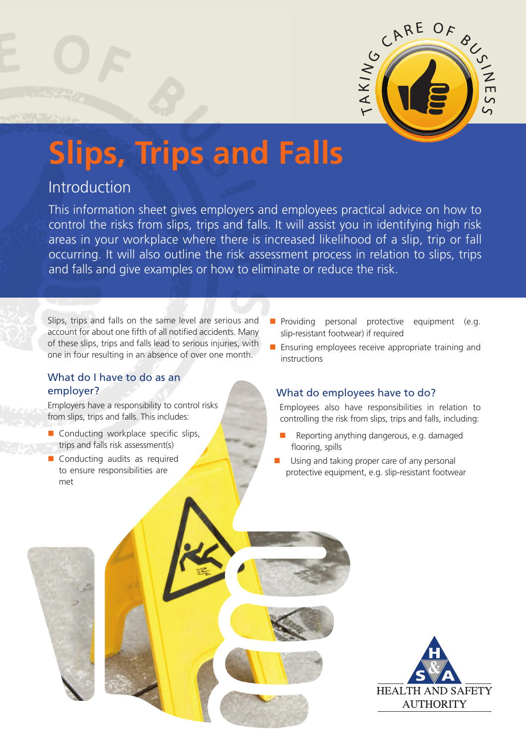# Slips, Trips and Falls

## Introduction

This information sheet gives employers and employees practical advice on how to control the risks from slips, trips and falls. It will assist you in identifying high risk areas in your workplace where there is increased likelihood of a slip, trip or fall occurring. It will also outline the risk assessment process in relation to slips, trips and falls and give examples or how to eliminate or reduce the risk.

Slips, trips and falls on the same level are serious and account for about one fifth of all notified accidents. Many of these slips, trips and falls lead to serious injuries, with one in four resulting in an absence of over one month.

### What do I have to do as an employer?

Employers have a responsibility to control risks from slips, trips and falls. This includes:

- Conducting workplace specific slips, trips and falls risk assessment(s)
- Conducting audits as required to ensure responsibilities are met
- Providing personal protective equipment (e.g. slip-resistant footwear) if required
- Ensuring employees receive appropriate training and instructions

### What do employees have to do?

Employees also have responsibilities in relation to controlling the risk from slips, trips and falls, including:

- Reporting anything dangerous, e.g. damaged flooring, spills
- Using and taking proper care of any personal protective equipment, e.g. slip-resistant footwear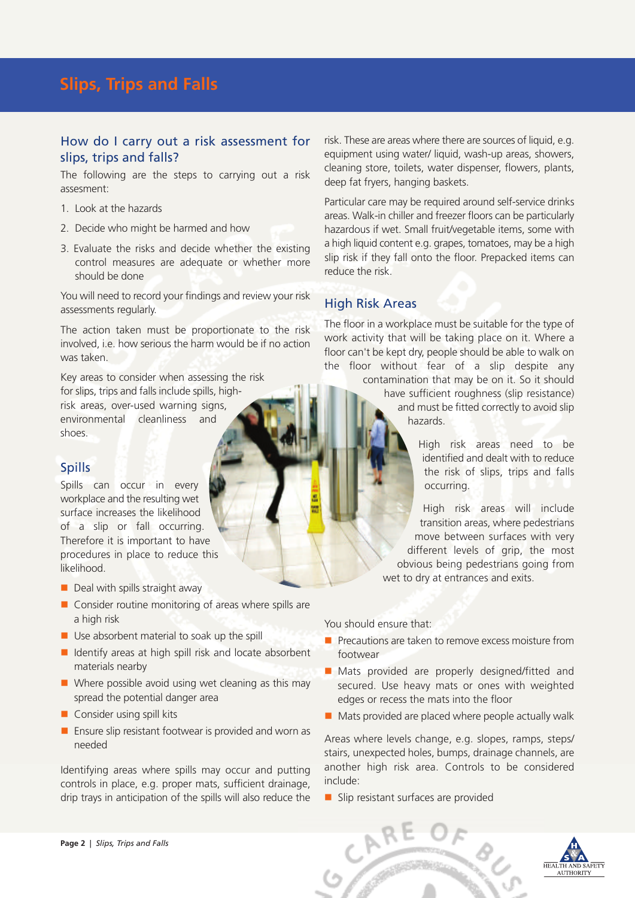# Slips, Trips and Falls

## How do I carry out a risk assessment for slips, trips and falls?

The following are the steps to carrying out a risk assesment:

1. Look at the hazards
2. Decide who might be harmed and how
3. Evaluate the risks and decide whether the existing control measures are adequate or whether more should be done

You will need to record your findings and review your risk assessments regularly.

The action taken must be proportionate to the risk involved, i.e. how serious the harm would be if no action was taken.

Key areas to consider when assessing the risk for slips, trips and falls include spills, high-risk areas, over-used warning signs, environmental cleanliness and shoes.

## Spills

Spills can occur in every workplace and the resulting wet surface increases the likelihood of a slip or fall occurring. Therefore it is important to have procedures in place to reduce this likelihood.

- Deal with spills straight away
- Consider routine monitoring of areas where spills are a high risk
- Use absorbent material to soak up the spill
- Identify areas at high spill risk and locate absorbent materials nearby
- Where possible avoid using wet cleaning as this may spread the potential danger area
- Consider using spill kits
- Ensure slip resistant footwear is provided and worn as needed

Identifying areas where spills may occur and putting controls in place, e.g. proper mats, sufficient drainage, drip trays in anticipation of the spills will also reduce the risk. These are areas where there are sources of liquid, e.g. equipment using water/ liquid, wash-up areas, showers, cleaning store, toilets, water dispenser, flowers, plants, deep fat fryers, hanging baskets.

Particular care may be required around self-service drinks areas. Walk-in chiller and freezer floors can be particularly hazardous if wet. Small fruit/vegetable items, some with a high liquid content e.g. grapes, tomatoes, may be a high slip risk if they fall onto the floor. Prepacked items can reduce the risk.

## High Risk Areas

The floor in a workplace must be suitable for the type of work activity that will be taking place on it. Where a floor can't be kept dry, people should be able to walk on the floor without fear of a slip despite any contamination that may be on it. So it should have sufficient roughness (slip resistance) and must be fitted correctly to avoid slip hazards.

High risk areas need to be identified and dealt with to reduce the risk of slips, trips and falls occurring.

High risk areas will include transition areas, where pedestrians move between surfaces with very different levels of grip, the most obvious being pedestrians going from wet to dry at entrances and exits.

You should ensure that:

- Precautions are taken to remove excess moisture from footwear
- Mats provided are properly designed/fitted and secured. Use heavy mats or ones with weighted edges or recess the mats into the floor
- Mats provided are placed where people actually walk

Areas where levels change, e.g. slopes, ramps, steps/ stairs, unexpected holes, bumps, drainage channels, are another high risk area. Controls to be considered include:

- Slip resistant surfaces are provided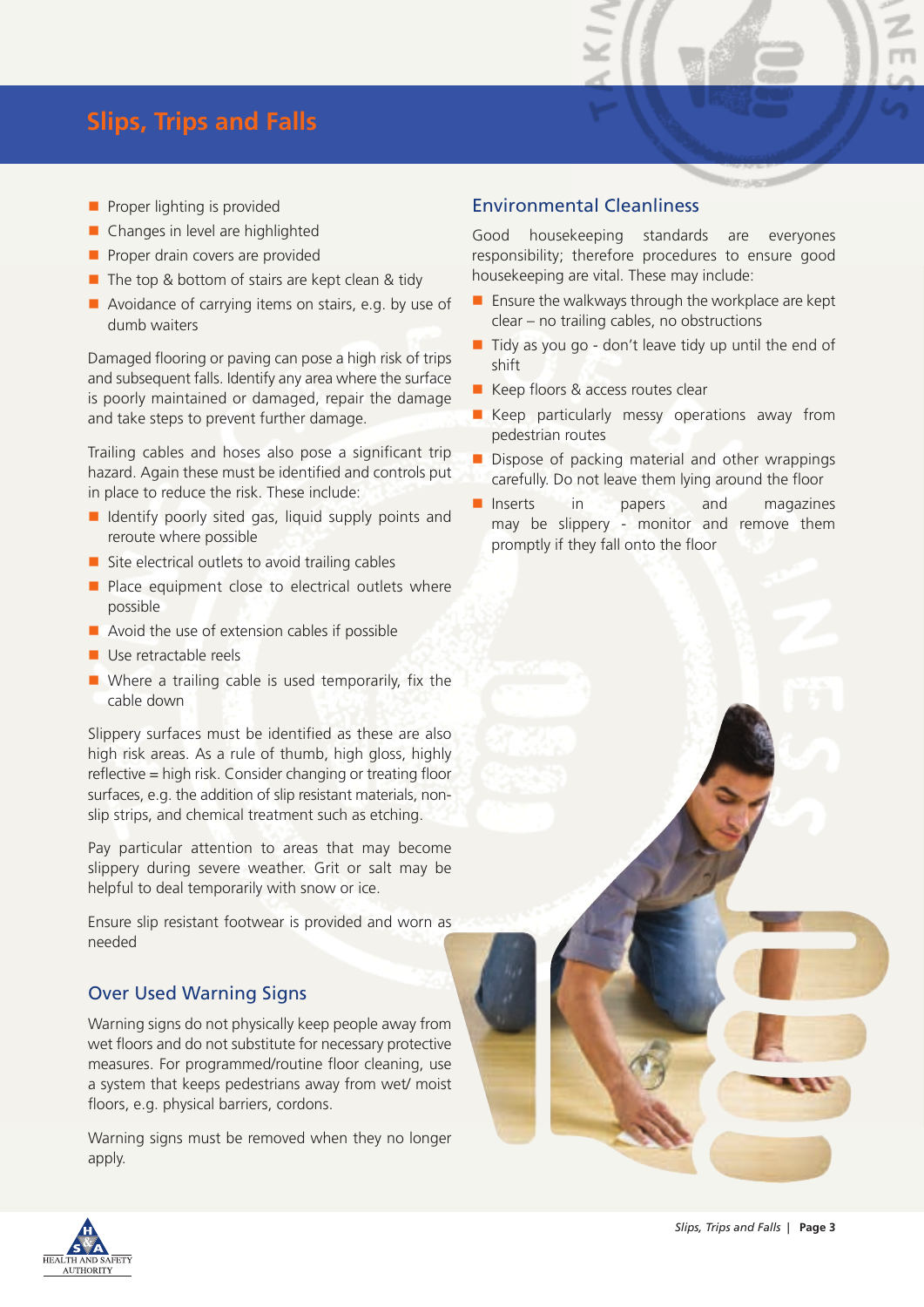# Slips, Trips and Falls

- Proper lighting is provided
- Changes in level are highlighted
- Proper drain covers are provided
- The top & bottom of stairs are kept clean & tidy
- Avoidance of carrying items on stairs, e.g. by use of dumb waiters

Damaged flooring or paving can pose a high risk of trips and subsequent falls. Identify any area where the surface is poorly maintained or damaged, repair the damage and take steps to prevent further damage.

Trailing cables and hoses also pose a significant trip hazard. Again these must be identified and controls put in place to reduce the risk. These include:

- Identify poorly sited gas, liquid supply points and reroute where possible
- Site electrical outlets to avoid trailing cables
- Place equipment close to electrical outlets where possible
- Avoid the use of extension cables if possible
- Use retractable reels
- Where a trailing cable is used temporarily, fix the cable down

Slippery surfaces must be identified as these are also high risk areas. As a rule of thumb, high gloss, highly reflective = high risk. Consider changing or treating floor surfaces, e.g. the addition of slip resistant materials, non-slip strips, and chemical treatment such as etching.

Pay particular attention to areas that may become slippery during severe weather. Grit or salt may be helpful to deal temporarily with snow or ice.

Ensure slip resistant footwear is provided and worn as needed

## Over Used Warning Signs

Warning signs do not physically keep people away from wet floors and do not substitute for necessary protective measures. For programmed/routine floor cleaning, use a system that keeps pedestrians away from wet/ moist floors, e.g. physical barriers, cordons.

Warning signs must be removed when they no longer apply.

## Environmental Cleanliness

Good housekeeping standards are everyones responsibility; therefore procedures to ensure good housekeeping are vital. These may include:

- Ensure the walkways through the workplace are kept clear – no trailing cables, no obstructions
- Tidy as you go - don't leave tidy up until the end of shift
- Keep floors & access routes clear
- Keep particularly messy operations away from pedestrian routes
- Dispose of packing material and other wrappings carefully. Do not leave them lying around the floor
- Inserts in papers and magazines may be slippery - monitor and remove them promptly if they fall onto the floor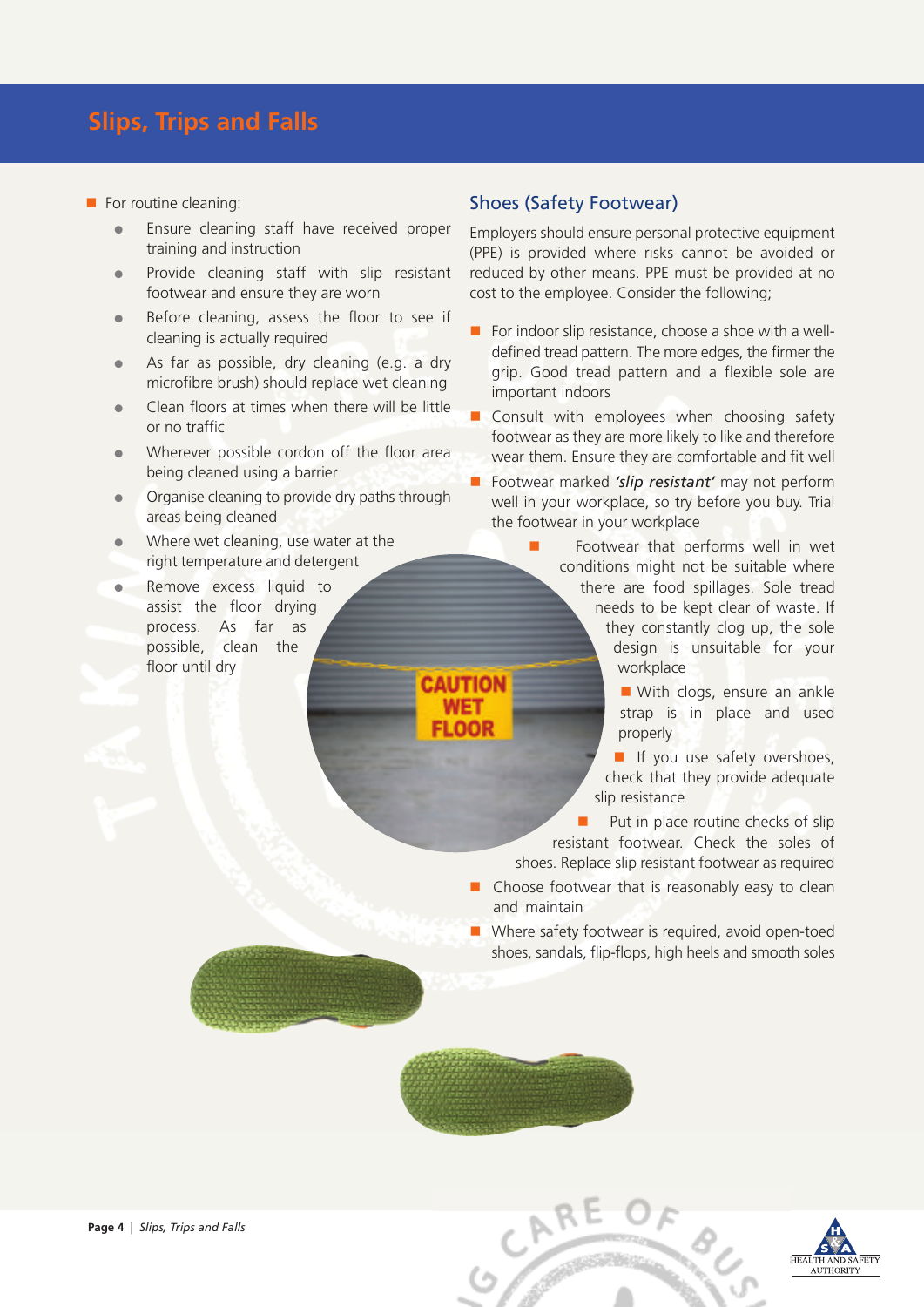# Slips, Trips and Falls

- For routine cleaning:
  - Ensure cleaning staff have received proper training and instruction
  - Provide cleaning staff with slip resistant footwear and ensure they are worn
  - Before cleaning, assess the floor to see if cleaning is actually required
  - As far as possible, dry cleaning (e.g. a dry microfibre brush) should replace wet cleaning
  - Clean floors at times when there will be little or no traffic
  - Wherever possible cordon off the floor area being cleaned using a barrier
  - Organise cleaning to provide dry paths through areas being cleaned
  - Where wet cleaning, use water at the right temperature and detergent
  - Remove excess liquid to assist the floor drying process. As far as possible, clean the floor until dry

## Shoes (Safety Footwear)

Employers should ensure personal protective equipment (PPE) is provided where risks cannot be avoided or reduced by other means. PPE must be provided at no cost to the employee. Consider the following;

- For indoor slip resistance, choose a shoe with a well-defined tread pattern. The more edges, the firmer the grip. Good tread pattern and a flexible sole are important indoors
- Consult with employees when choosing safety footwear as they are more likely to like and therefore wear them. Ensure they are comfortable and fit well
- Footwear marked ***'slip resistant'*** may not perform well in your workplace, so try before you buy. Trial the footwear in your workplace
- Footwear that performs well in wet conditions might not be suitable where there are food spillages. Sole tread needs to be kept clear of waste. If they constantly clog up, the sole design is unsuitable for your workplace
- With clogs, ensure an ankle strap is in place and used properly
- If you use safety overshoes, check that they provide adequate slip resistance
- Put in place routine checks of slip resistant footwear. Check the soles of shoes. Replace slip resistant footwear as required
- Choose footwear that is reasonably easy to clean and maintain
- Where safety footwear is required, avoid open-toed shoes, sandals, flip-flops, high heels and smooth soles